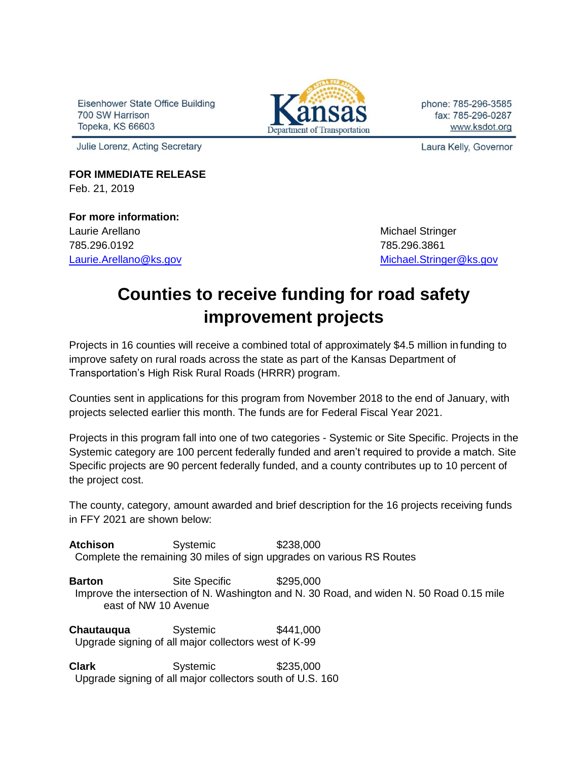Eisenhower State Office Building
700 SW Harrison
Topeka, KS 66603

Kansas Department of Transportation

phone: 785-296-3585
fax: 785-296-0287
www.ksdot.org

Julie Lorenz, Acting Secretary

Laura Kelly, Governor

**FOR IMMEDIATE RELEASE**
Feb. 21, 2019

**For more information:**

Laurie Arellano
785.296.0192
Laurie.Arellano@ks.gov

Michael Stringer
785.296.3861
Michael.Stringer@ks.gov

# Counties to receive funding for road safety improvement projects

Projects in 16 counties will receive a combined total of approximately $4.5 million in funding to improve safety on rural roads across the state as part of the Kansas Department of Transportation's High Risk Rural Roads (HRRR) program.

Counties sent in applications for this program from November 2018 to the end of January, with projects selected earlier this month. The funds are for Federal Fiscal Year 2021.

Projects in this program fall into one of two categories - Systemic or Site Specific. Projects in the Systemic category are 100 percent federally funded and aren't required to provide a match. Site Specific projects are 90 percent federally funded, and a county contributes up to 10 percent of the project cost.

The county, category, amount awarded and brief description for the 16 projects receiving funds in FFY 2021 are shown below:

**Atchison** Systemic $238,000
Complete the remaining 30 miles of sign upgrades on various RS Routes

**Barton** Site Specific $295,000
Improve the intersection of N. Washington and N. 30 Road, and widen N. 50 Road 0.15 mile east of NW 10 Avenue

**Chautauqua** Systemic $441,000
Upgrade signing of all major collectors west of K-99

**Clark** Systemic $235,000
Upgrade signing of all major collectors south of U.S. 160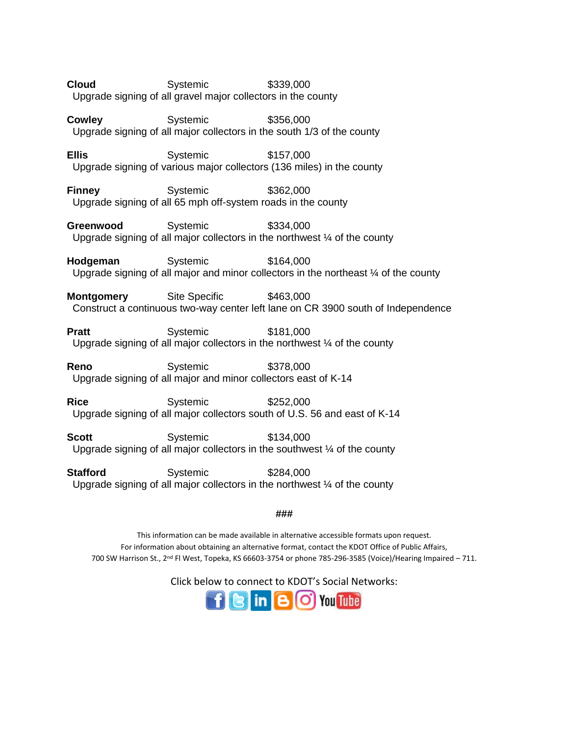**Cloud** Systemic $339,000
Upgrade signing of all gravel major collectors in the county

**Cowley** Systemic $356,000
Upgrade signing of all major collectors in the south 1/3 of the county

**Ellis** Systemic $157,000
Upgrade signing of various major collectors (136 miles) in the county

**Finney** Systemic $362,000
Upgrade signing of all 65 mph off-system roads in the county

**Greenwood** Systemic $334,000
Upgrade signing of all major collectors in the northwest ¼ of the county

**Hodgeman** Systemic $164,000
Upgrade signing of all major and minor collectors in the northeast ¼ of the county

**Montgomery** Site Specific $463,000
Construct a continuous two-way center left lane on CR 3900 south of Independence

**Pratt** Systemic $181,000
Upgrade signing of all major collectors in the northwest ¼ of the county

**Reno** Systemic $378,000
Upgrade signing of all major and minor collectors east of K-14

**Rice** Systemic $252,000
Upgrade signing of all major collectors south of U.S. 56 and east of K-14

**Scott** Systemic $134,000
Upgrade signing of all major collectors in the southwest ¼ of the county

**Stafford** Systemic $284,000
Upgrade signing of all major collectors in the northwest ¼ of the county

###

This information can be made available in alternative accessible formats upon request.
For information about obtaining an alternative format, contact the KDOT Office of Public Affairs,
700 SW Harrison St., 2nd Fl West, Topeka, KS 66603-3754 or phone 785-296-3585 (Voice)/Hearing Impaired – 711.

Click below to connect to KDOT's Social Networks: